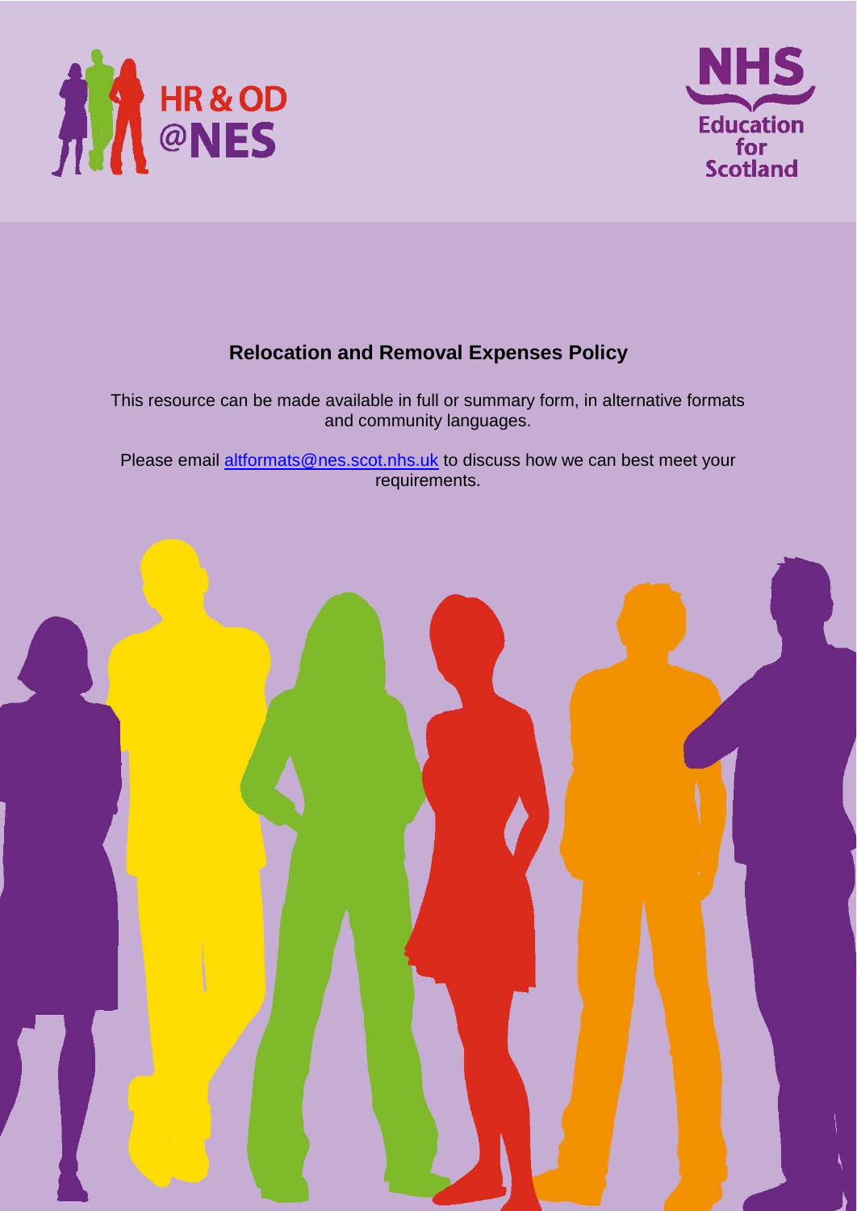# Relocation and Removal Expenses Policy

This resource can be made available in full or summary form, in alternative formats and community languages.

Please email [altformats@nes.scot.nhs.uk](mailto:altformats@nes.scot.nhs.uk) to discuss how we can best meet your requirements.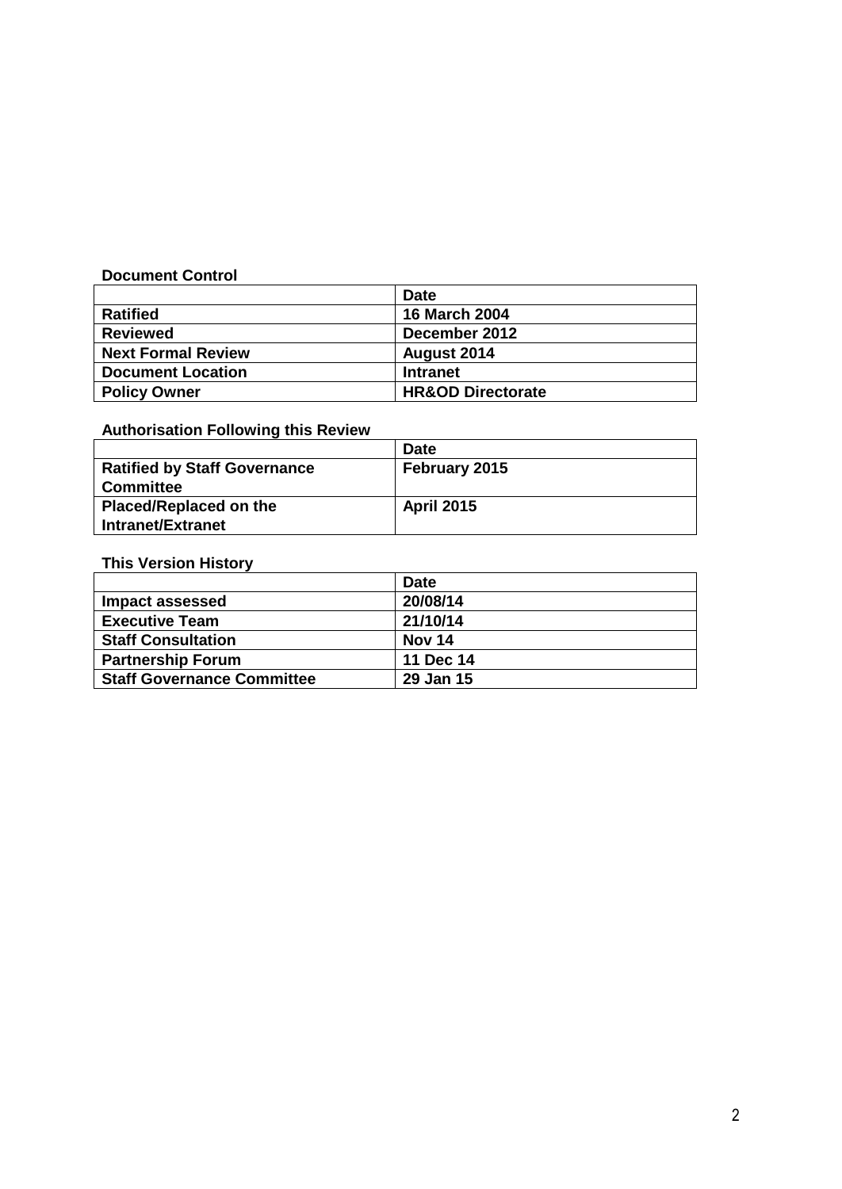**Document Control**

| | Date |
|---|---|
| **Ratified** | **16 March 2004** |
| **Reviewed** | **December 2012** |
| **Next Formal Review** | **August 2014** |
| **Document Location** | **Intranet** |
| **Policy Owner** | **HR&OD Directorate** |

**Authorisation Following this Review**

| | Date |
|---|---|
| **Ratified by Staff Governance Committee** | **February 2015** |
| **Placed/Replaced on the Intranet/Extranet** | **April 2015** |

**This Version History**

| | Date |
|---|---|
| **Impact assessed** | **20/08/14** |
| **Executive Team** | **21/10/14** |
| **Staff Consultation** | **Nov 14** |
| **Partnership Forum** | **11 Dec 14** |
| **Staff Governance Committee** | **29 Jan 15** |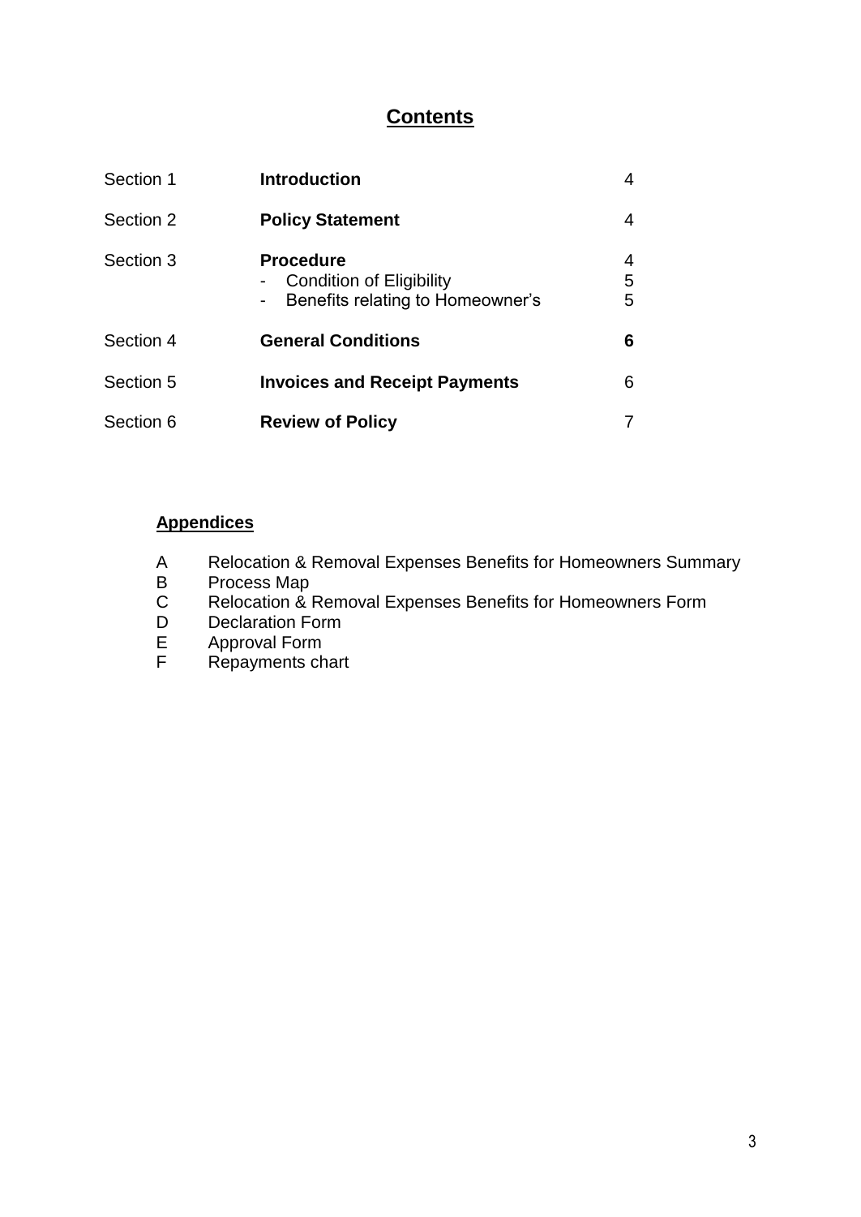# Contents

| | | |
|---|---|---|
| Section 1 | **Introduction** | 4 |
| Section 2 | **Policy Statement** | 4 |
| Section 3 | **Procedure**<br>- Condition of Eligibility<br>- Benefits relating to Homeowner's | 4<br>5<br>5 |
| Section 4 | **General Conditions** | **6** |
| Section 5 | **Invoices and Receipt Payments** | 6 |
| Section 6 | **Review of Policy** | 7 |

## Appendices

A Relocation & Removal Expenses Benefits for Homeowners Summary
B Process Map
C Relocation & Removal Expenses Benefits for Homeowners Form
D Declaration Form
E Approval Form
F Repayments chart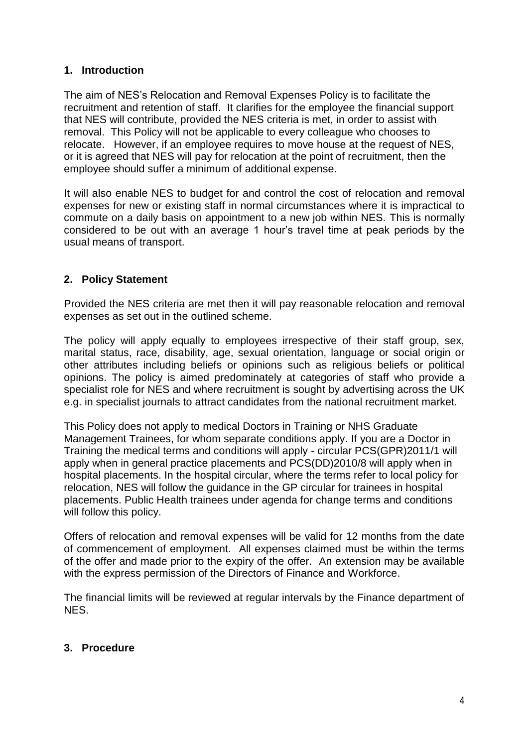## 1. Introduction

The aim of NES's Relocation and Removal Expenses Policy is to facilitate the recruitment and retention of staff. It clarifies for the employee the financial support that NES will contribute, provided the NES criteria is met, in order to assist with removal. This Policy will not be applicable to every colleague who chooses to relocate. However, if an employee requires to move house at the request of NES, or it is agreed that NES will pay for relocation at the point of recruitment, then the employee should suffer a minimum of additional expense.

It will also enable NES to budget for and control the cost of relocation and removal expenses for new or existing staff in normal circumstances where it is impractical to commute on a daily basis on appointment to a new job within NES. This is normally considered to be out with an average 1 hour's travel time at peak periods by the usual means of transport.

## 2. Policy Statement

Provided the NES criteria are met then it will pay reasonable relocation and removal expenses as set out in the outlined scheme.

The policy will apply equally to employees irrespective of their staff group, sex, marital status, race, disability, age, sexual orientation, language or social origin or other attributes including beliefs or opinions such as religious beliefs or political opinions. The policy is aimed predominately at categories of staff who provide a specialist role for NES and where recruitment is sought by advertising across the UK e.g. in specialist journals to attract candidates from the national recruitment market.

This Policy does not apply to medical Doctors in Training or NHS Graduate Management Trainees, for whom separate conditions apply. If you are a Doctor in Training the medical terms and conditions will apply - circular PCS(GPR)2011/1 will apply when in general practice placements and PCS(DD)2010/8 will apply when in hospital placements. In the hospital circular, where the terms refer to local policy for relocation, NES will follow the guidance in the GP circular for trainees in hospital placements. Public Health trainees under agenda for change terms and conditions will follow this policy.

Offers of relocation and removal expenses will be valid for 12 months from the date of commencement of employment. All expenses claimed must be within the terms of the offer and made prior to the expiry of the offer. An extension may be available with the express permission of the Directors of Finance and Workforce.

The financial limits will be reviewed at regular intervals by the Finance department of NES.

## 3. Procedure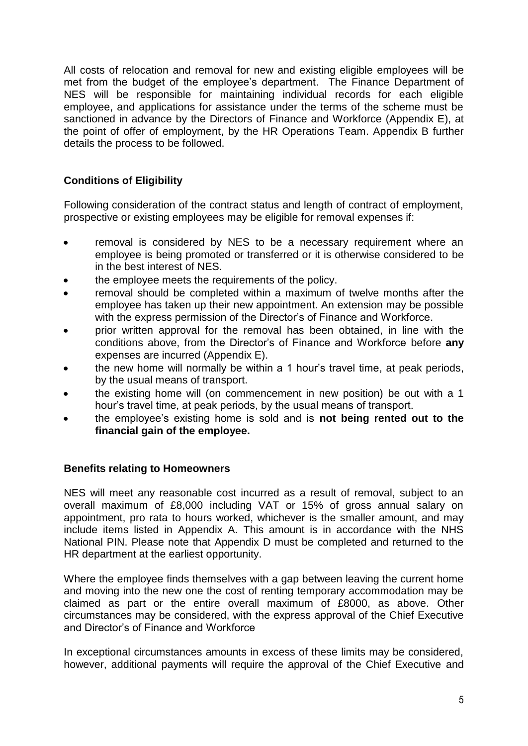All costs of relocation and removal for new and existing eligible employees will be met from the budget of the employee's department. The Finance Department of NES will be responsible for maintaining individual records for each eligible employee, and applications for assistance under the terms of the scheme must be sanctioned in advance by the Directors of Finance and Workforce (Appendix E), at the point of offer of employment, by the HR Operations Team. Appendix B further details the process to be followed.

### Conditions of Eligibility

Following consideration of the contract status and length of contract of employment, prospective or existing employees may be eligible for removal expenses if:

- removal is considered by NES to be a necessary requirement where an employee is being promoted or transferred or it is otherwise considered to be in the best interest of NES.
- the employee meets the requirements of the policy.
- removal should be completed within a maximum of twelve months after the employee has taken up their new appointment. An extension may be possible with the express permission of the Director's of Finance and Workforce.
- prior written approval for the removal has been obtained, in line with the conditions above, from the Director's of Finance and Workforce before **any** expenses are incurred (Appendix E).
- the new home will normally be within a 1 hour's travel time, at peak periods, by the usual means of transport.
- the existing home will (on commencement in new position) be out with a 1 hour's travel time, at peak periods, by the usual means of transport.
- the employee's existing home is sold and is **not being rented out to the financial gain of the employee.**

### Benefits relating to Homeowners

NES will meet any reasonable cost incurred as a result of removal, subject to an overall maximum of £8,000 including VAT or 15% of gross annual salary on appointment, pro rata to hours worked, whichever is the smaller amount, and may include items listed in Appendix A. This amount is in accordance with the NHS National PIN. Please note that Appendix D must be completed and returned to the HR department at the earliest opportunity.

Where the employee finds themselves with a gap between leaving the current home and moving into the new one the cost of renting temporary accommodation may be claimed as part or the entire overall maximum of £8000, as above. Other circumstances may be considered, with the express approval of the Chief Executive and Director's of Finance and Workforce

In exceptional circumstances amounts in excess of these limits may be considered, however, additional payments will require the approval of the Chief Executive and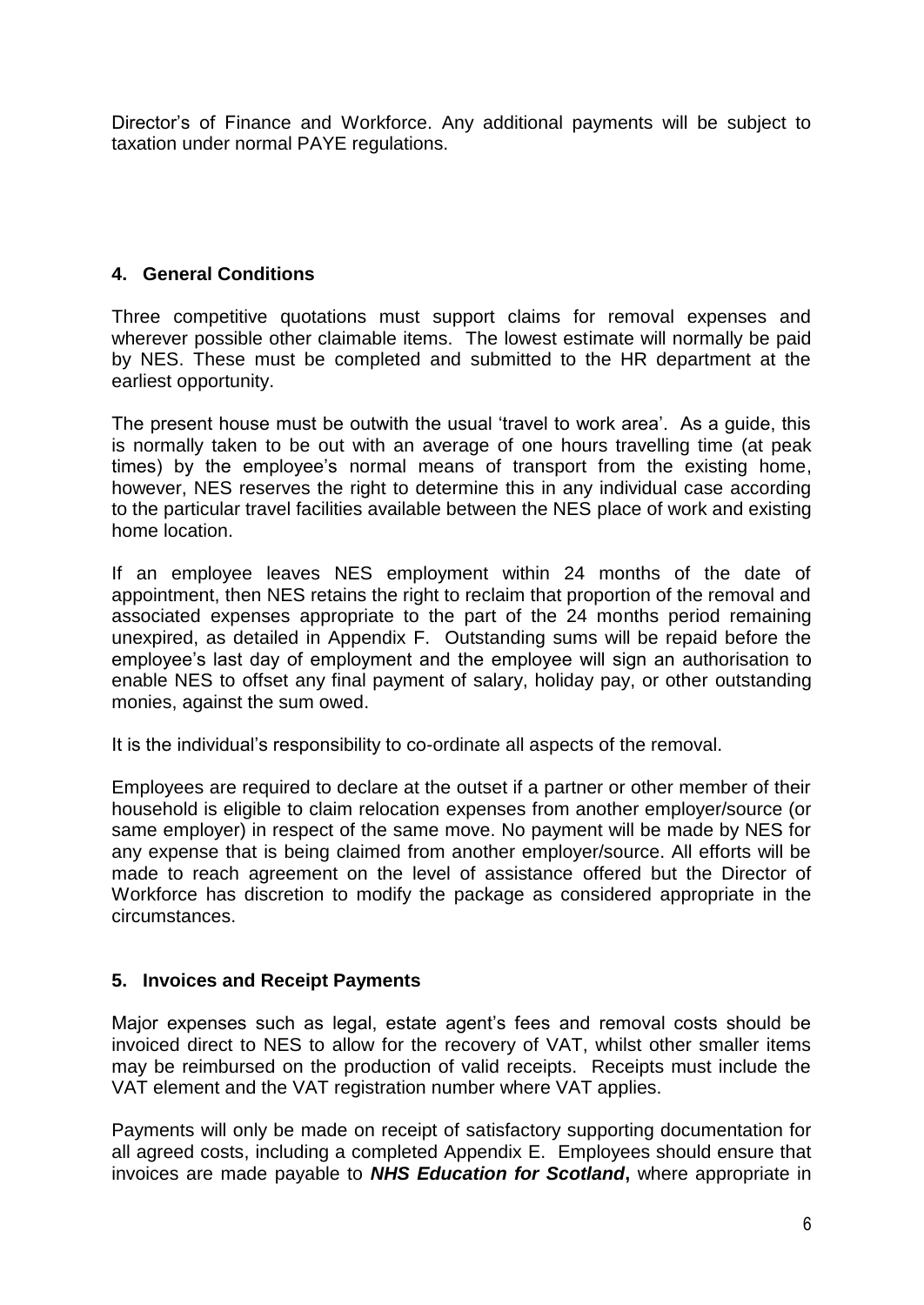Director's of Finance and Workforce. Any additional payments will be subject to taxation under normal PAYE regulations.

## 4. General Conditions

Three competitive quotations must support claims for removal expenses and wherever possible other claimable items. The lowest estimate will normally be paid by NES. These must be completed and submitted to the HR department at the earliest opportunity.

The present house must be outwith the usual 'travel to work area'. As a guide, this is normally taken to be out with an average of one hours travelling time (at peak times) by the employee's normal means of transport from the existing home, however, NES reserves the right to determine this in any individual case according to the particular travel facilities available between the NES place of work and existing home location.

If an employee leaves NES employment within 24 months of the date of appointment, then NES retains the right to reclaim that proportion of the removal and associated expenses appropriate to the part of the 24 months period remaining unexpired, as detailed in Appendix F. Outstanding sums will be repaid before the employee's last day of employment and the employee will sign an authorisation to enable NES to offset any final payment of salary, holiday pay, or other outstanding monies, against the sum owed.

It is the individual's responsibility to co-ordinate all aspects of the removal.

Employees are required to declare at the outset if a partner or other member of their household is eligible to claim relocation expenses from another employer/source (or same employer) in respect of the same move. No payment will be made by NES for any expense that is being claimed from another employer/source. All efforts will be made to reach agreement on the level of assistance offered but the Director of Workforce has discretion to modify the package as considered appropriate in the circumstances.

## 5. Invoices and Receipt Payments

Major expenses such as legal, estate agent's fees and removal costs should be invoiced direct to NES to allow for the recovery of VAT, whilst other smaller items may be reimbursed on the production of valid receipts. Receipts must include the VAT element and the VAT registration number where VAT applies.

Payments will only be made on receipt of satisfactory supporting documentation for all agreed costs, including a completed Appendix E. Employees should ensure that invoices are made payable to ***NHS Education for Scotland***, where appropriate in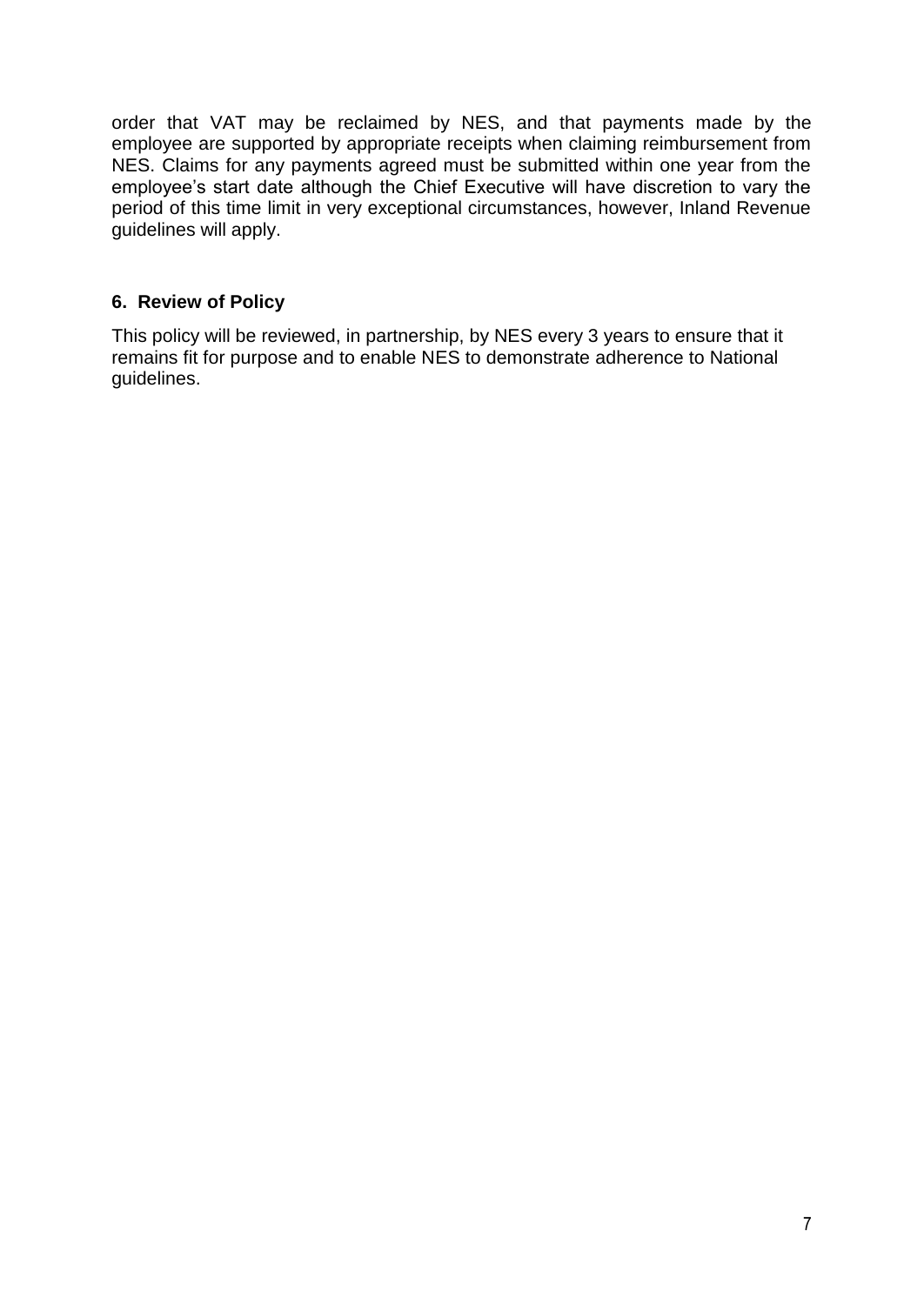order that VAT may be reclaimed by NES, and that payments made by the employee are supported by appropriate receipts when claiming reimbursement from NES. Claims for any payments agreed must be submitted within one year from the employee's start date although the Chief Executive will have discretion to vary the period of this time limit in very exceptional circumstances, however, Inland Revenue guidelines will apply.

## 6. Review of Policy

This policy will be reviewed, in partnership, by NES every 3 years to ensure that it remains fit for purpose and to enable NES to demonstrate adherence to National guidelines.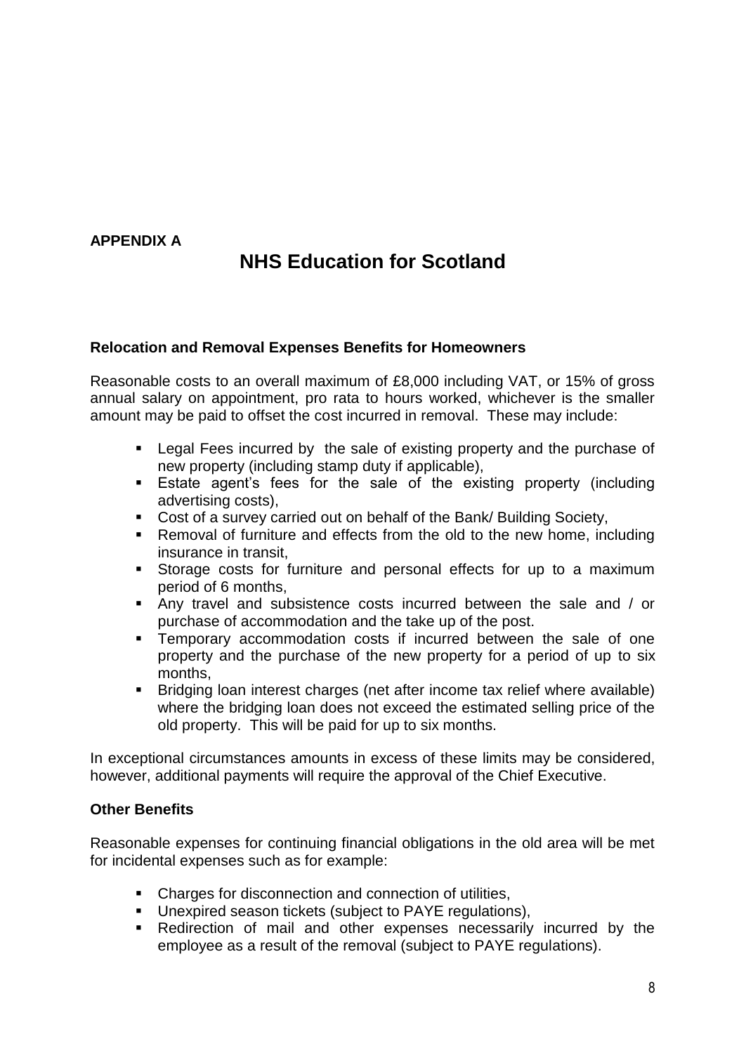**APPENDIX A**

# NHS Education for Scotland

### Relocation and Removal Expenses Benefits for Homeowners

Reasonable costs to an overall maximum of £8,000 including VAT, or 15% of gross annual salary on appointment, pro rata to hours worked, whichever is the smaller amount may be paid to offset the cost incurred in removal. These may include:

- Legal Fees incurred by the sale of existing property and the purchase of new property (including stamp duty if applicable),
- Estate agent's fees for the sale of the existing property (including advertising costs),
- Cost of a survey carried out on behalf of the Bank/ Building Society,
- Removal of furniture and effects from the old to the new home, including insurance in transit,
- Storage costs for furniture and personal effects for up to a maximum period of 6 months,
- Any travel and subsistence costs incurred between the sale and / or purchase of accommodation and the take up of the post.
- Temporary accommodation costs if incurred between the sale of one property and the purchase of the new property for a period of up to six months,
- Bridging loan interest charges (net after income tax relief where available) where the bridging loan does not exceed the estimated selling price of the old property. This will be paid for up to six months.

In exceptional circumstances amounts in excess of these limits may be considered, however, additional payments will require the approval of the Chief Executive.

### Other Benefits

Reasonable expenses for continuing financial obligations in the old area will be met for incidental expenses such as for example:

- Charges for disconnection and connection of utilities,
- Unexpired season tickets (subject to PAYE regulations),
- Redirection of mail and other expenses necessarily incurred by the employee as a result of the removal (subject to PAYE regulations).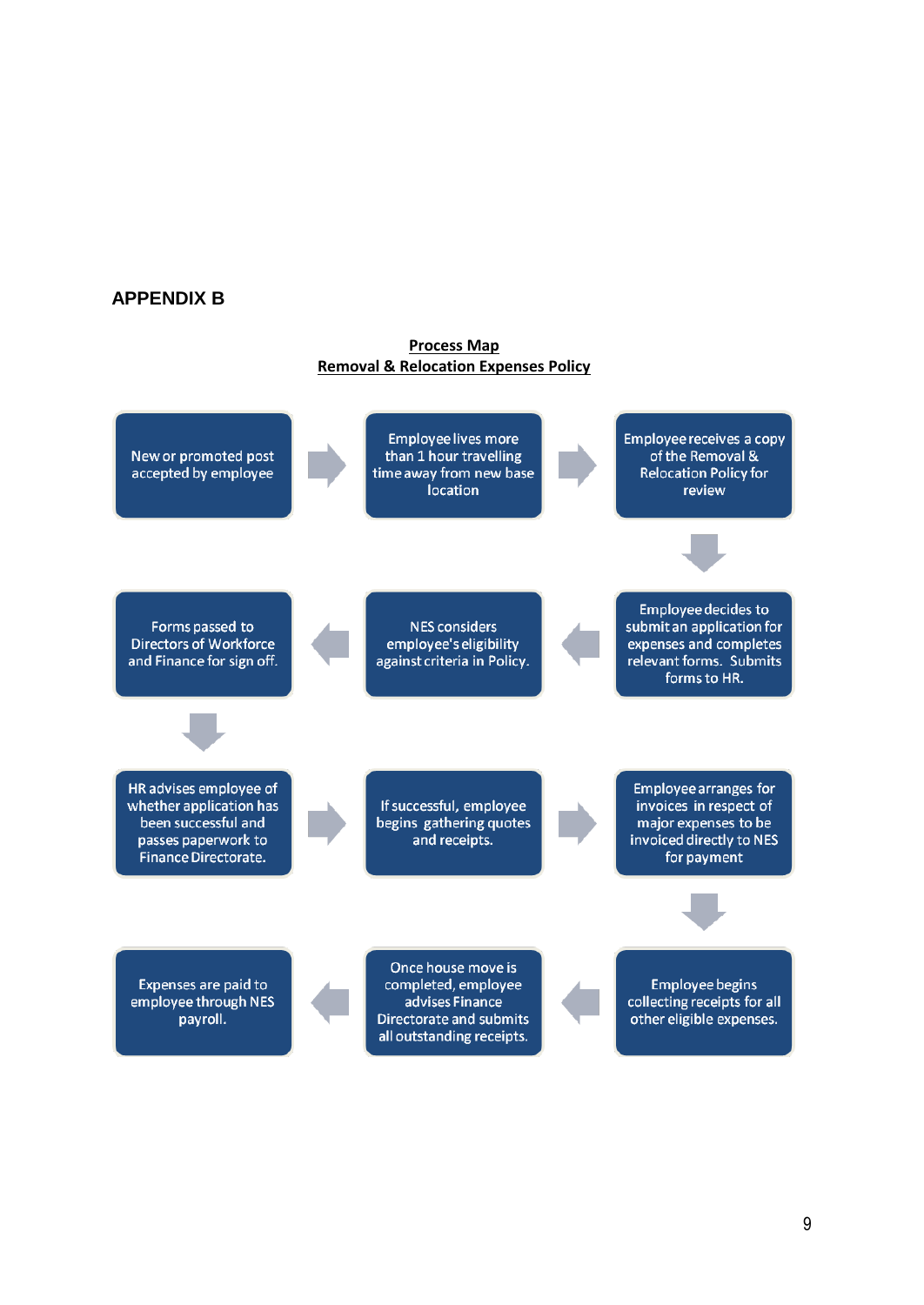## APPENDIX B

**Process Map**
**Removal & Relocation Expenses Policy**

1. New or promoted post accepted by employee
2. Employee lives more than 1 hour travelling time away from new base location
3. Employee receives a copy of the Removal & Relocation Policy for review
4. Employee decides to submit an application for expenses and completes relevant forms. Submits forms to HR.
5. NES considers employee's eligibility against criteria in Policy.
6. Forms passed to Directors of Workforce and Finance for sign off.
7. HR advises employee of whether application has been successful and passes paperwork to Finance Directorate.
8. If successful, employee begins gathering quotes and receipts.
9. Employee arranges for invoices in respect of major expenses to be invoiced directly to NES for payment
10. Employee begins collecting receipts for all other eligible expenses.
11. Once house move is completed, employee advises Finance Directorate and submits all outstanding receipts.
12. Expenses are paid to employee through NES payroll.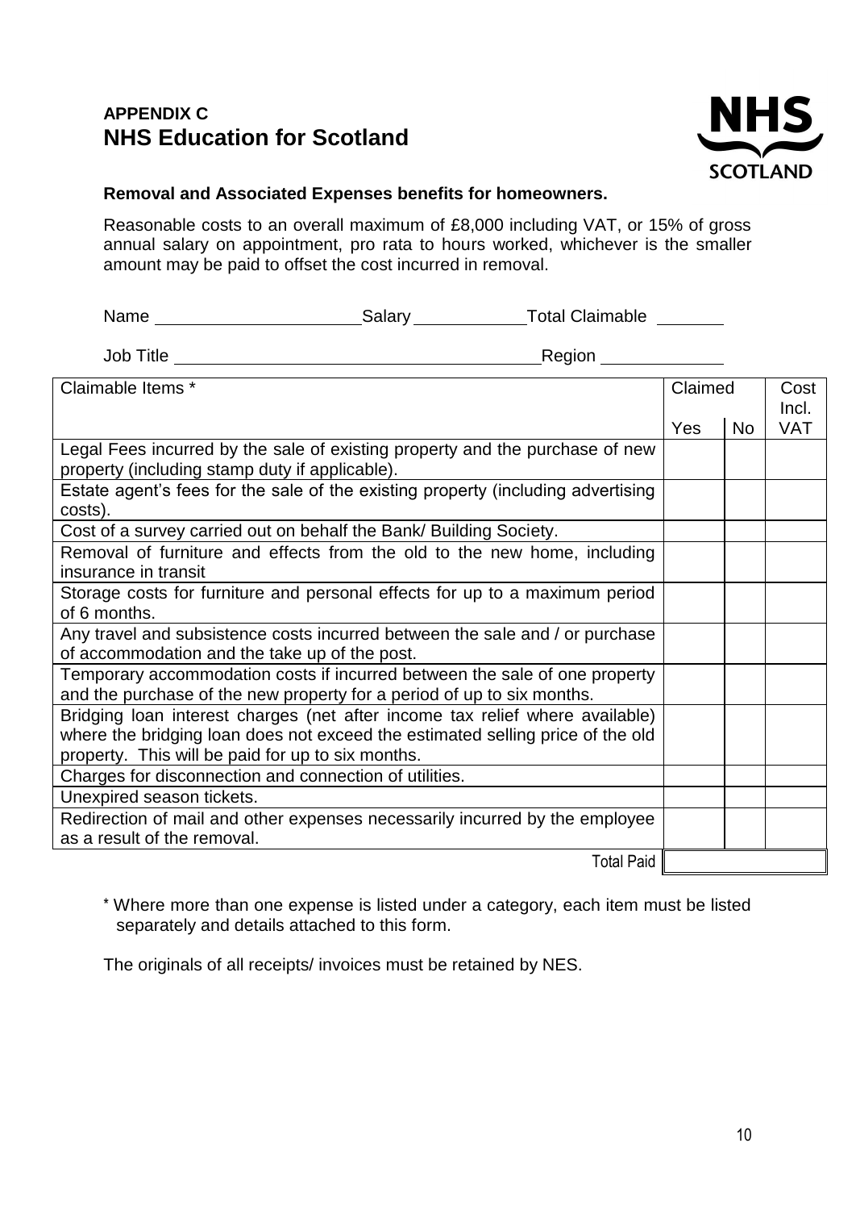**APPENDIX C**
# NHS Education for Scotland

**Removal and Associated Expenses benefits for homeowners.**

Reasonable costs to an overall maximum of £8,000 including VAT, or 15% of gross annual salary on appointment, pro rata to hours worked, whichever is the smaller amount may be paid to offset the cost incurred in removal.

Name ____________________ Salary ___________ Total Claimable _______

Job Title ____________________________________ Region ___________

| Claimable Items * | Claimed | | Cost Incl. VAT |
|---|---|---|---|
| | Yes | No | |
| Legal Fees incurred by the sale of existing property and the purchase of new property (including stamp duty if applicable). | | | |
| Estate agent's fees for the sale of the existing property (including advertising costs). | | | |
| Cost of a survey carried out on behalf the Bank/ Building Society. | | | |
| Removal of furniture and effects from the old to the new home, including insurance in transit | | | |
| Storage costs for furniture and personal effects for up to a maximum period of 6 months. | | | |
| Any travel and subsistence costs incurred between the sale and / or purchase of accommodation and the take up of the post. | | | |
| Temporary accommodation costs if incurred between the sale of one property and the purchase of the new property for a period of up to six months. | | | |
| Bridging loan interest charges (net after income tax relief where available) where the bridging loan does not exceed the estimated selling price of the old property. This will be paid for up to six months. | | | |
| Charges for disconnection and connection of utilities. | | | |
| Unexpired season tickets. | | | |
| Redirection of mail and other expenses necessarily incurred by the employee as a result of the removal. | | | |
| Total Paid | | | |

* Where more than one expense is listed under a category, each item must be listed separately and details attached to this form.

The originals of all receipts/ invoices must be retained by NES.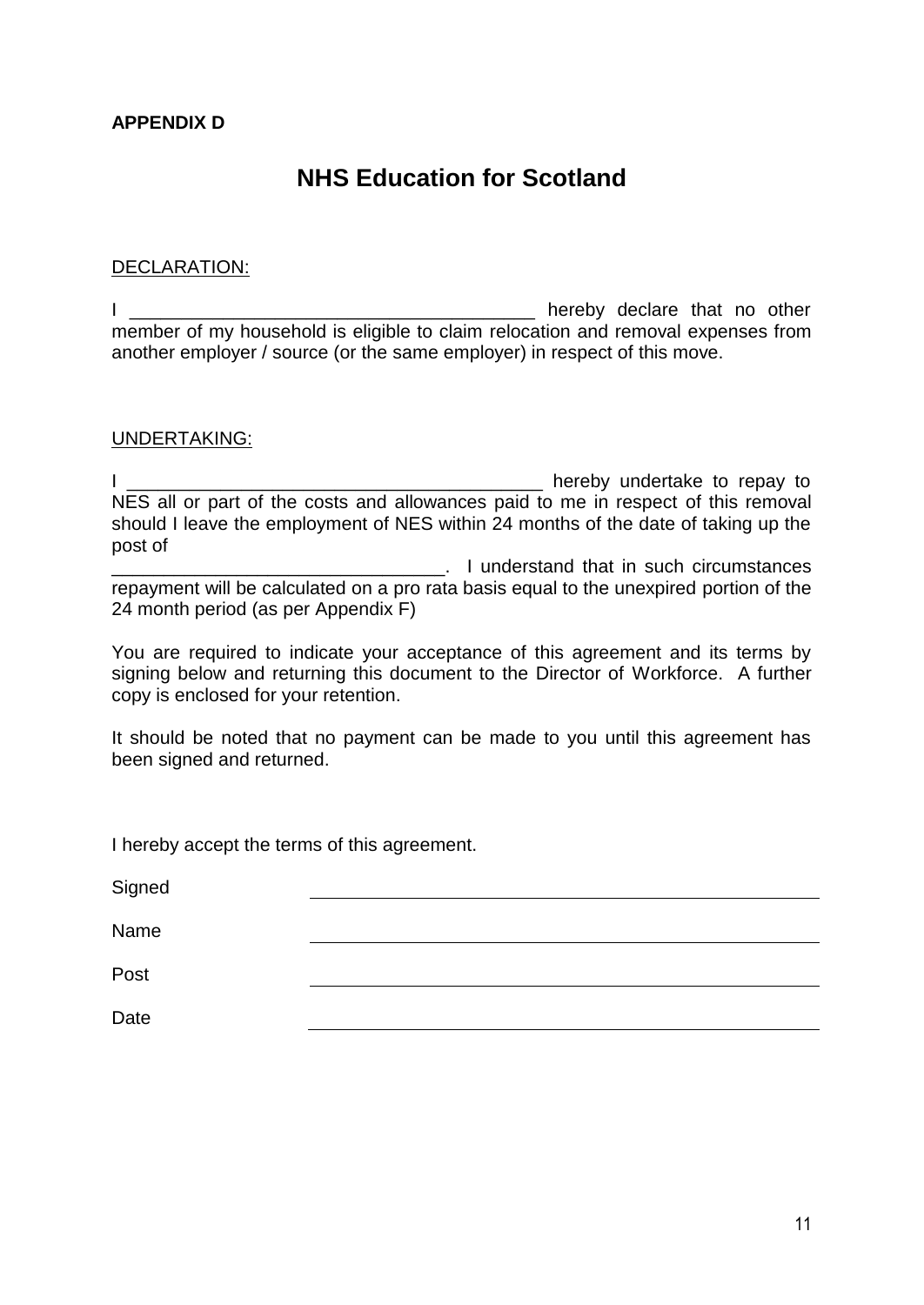**APPENDIX D**

# NHS Education for Scotland

DECLARATION:

I ________________________________________ hereby declare that no other member of my household is eligible to claim relocation and removal expenses from another employer / source (or the same employer) in respect of this move.

UNDERTAKING:

I __________________________________________ hereby undertake to repay to NES all or part of the costs and allowances paid to me in respect of this removal should I leave the employment of NES within 24 months of the date of taking up the post of _________________________________. I understand that in such circumstances repayment will be calculated on a pro rata basis equal to the unexpired portion of the 24 month period (as per Appendix F)

You are required to indicate your acceptance of this agreement and its terms by signing below and returning this document to the Director of Workforce. A further copy is enclosed for your retention.

It should be noted that no payment can be made to you until this agreement has been signed and returned.

I hereby accept the terms of this agreement.

Signed ________________________________________

Name ________________________________________

Post ________________________________________

Date ________________________________________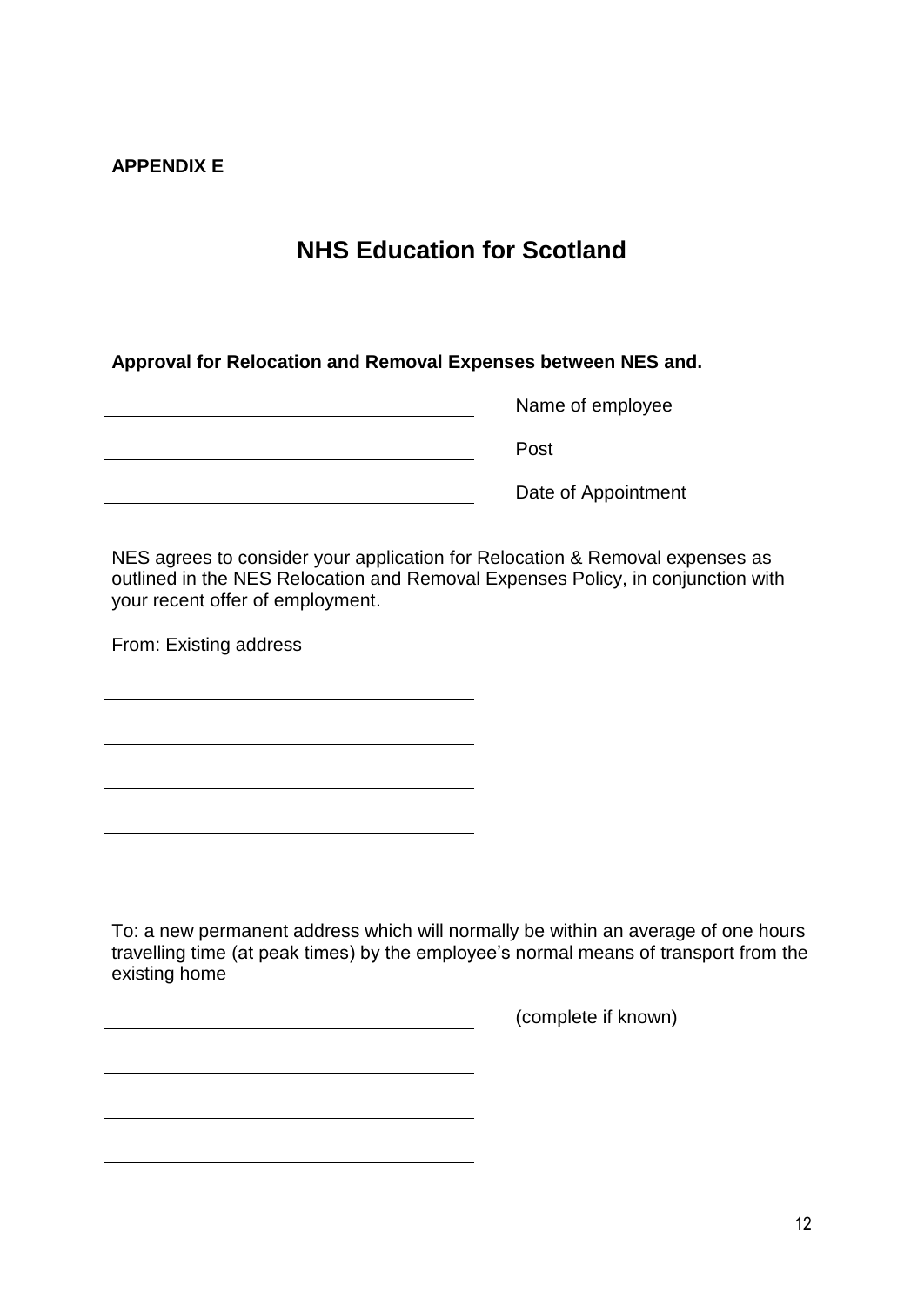**APPENDIX E**

# NHS Education for Scotland

**Approval for Relocation and Removal Expenses between NES and.**

\_\_\_\_\_\_\_\_\_\_\_\_\_\_\_\_\_\_\_\_\_\_\_\_\_\_\_\_\_\_\_\_ Name of employee

\_\_\_\_\_\_\_\_\_\_\_\_\_\_\_\_\_\_\_\_\_\_\_\_\_\_\_\_\_\_\_\_ Post

\_\_\_\_\_\_\_\_\_\_\_\_\_\_\_\_\_\_\_\_\_\_\_\_\_\_\_\_\_\_\_\_ Date of Appointment

NES agrees to consider your application for Relocation & Removal expenses as outlined in the NES Relocation and Removal Expenses Policy, in conjunction with your recent offer of employment.

From: Existing address

\_\_\_\_\_\_\_\_\_\_\_\_\_\_\_\_\_\_\_\_\_\_\_\_\_\_\_\_\_\_\_\_

\_\_\_\_\_\_\_\_\_\_\_\_\_\_\_\_\_\_\_\_\_\_\_\_\_\_\_\_\_\_\_\_

\_\_\_\_\_\_\_\_\_\_\_\_\_\_\_\_\_\_\_\_\_\_\_\_\_\_\_\_\_\_\_\_

\_\_\_\_\_\_\_\_\_\_\_\_\_\_\_\_\_\_\_\_\_\_\_\_\_\_\_\_\_\_\_\_

To: a new permanent address which will normally be within an average of one hours travelling time (at peak times) by the employee's normal means of transport from the existing home

\_\_\_\_\_\_\_\_\_\_\_\_\_\_\_\_\_\_\_\_\_\_\_\_\_\_\_\_\_\_\_\_ (complete if known)

\_\_\_\_\_\_\_\_\_\_\_\_\_\_\_\_\_\_\_\_\_\_\_\_\_\_\_\_\_\_\_\_

\_\_\_\_\_\_\_\_\_\_\_\_\_\_\_\_\_\_\_\_\_\_\_\_\_\_\_\_\_\_\_\_

\_\_\_\_\_\_\_\_\_\_\_\_\_\_\_\_\_\_\_\_\_\_\_\_\_\_\_\_\_\_\_\_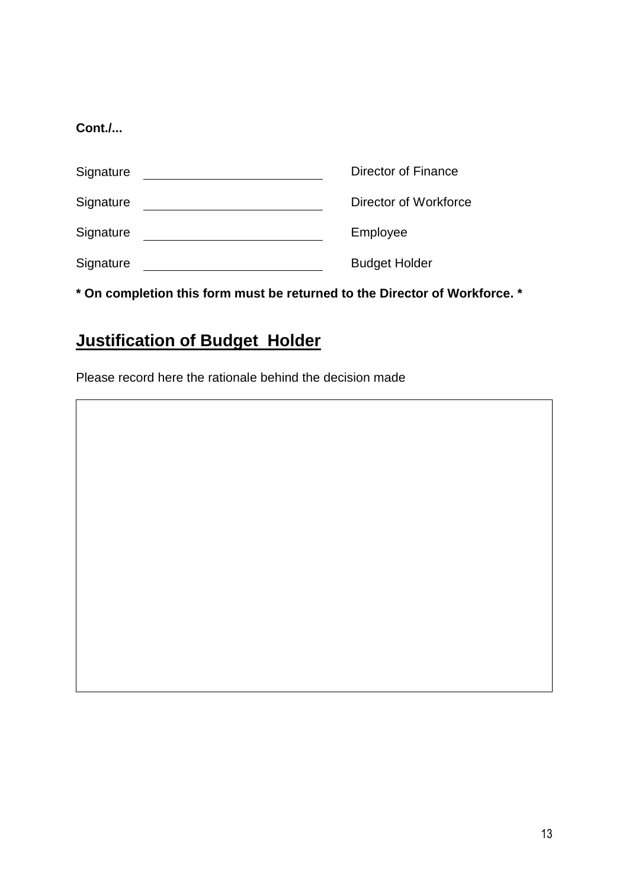**Cont./...**

| | | |
|---|---|---|
| Signature | ______________________ | Director of Finance |
| Signature | ______________________ | Director of Workforce |
| Signature | ______________________ | Employee |
| Signature | ______________________ | Budget Holder |

**\* On completion this form must be returned to the Director of Workforce. \***

## Justification of Budget Holder

Please record here the rationale behind the decision made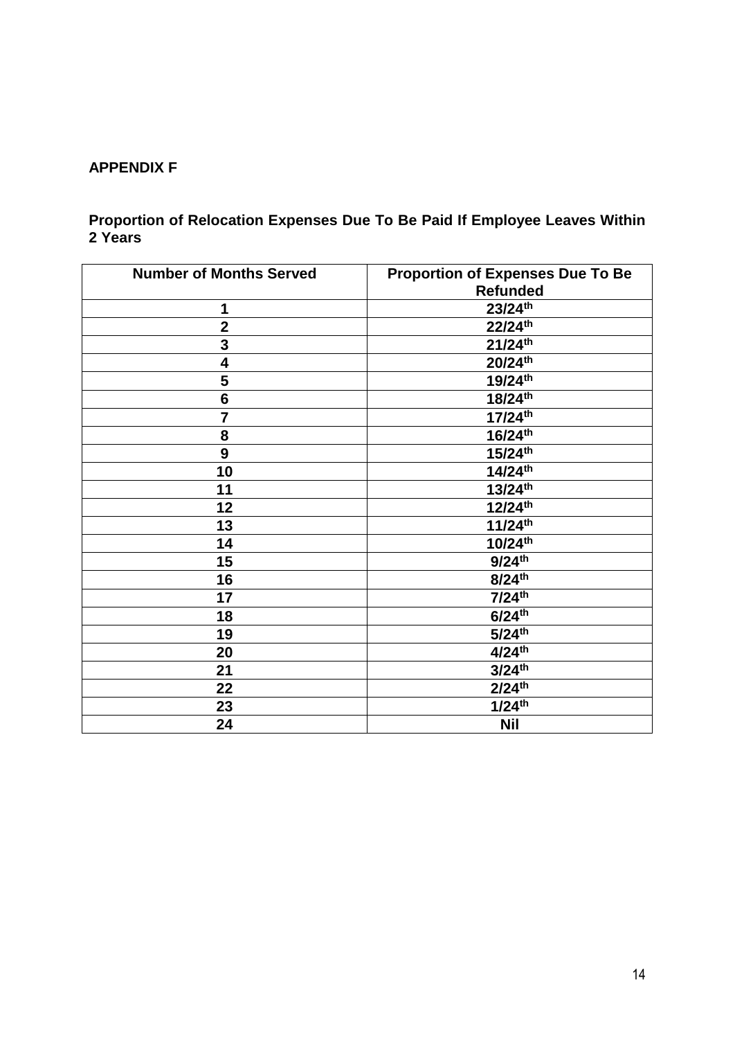**APPENDIX F**

**Proportion of Relocation Expenses Due To Be Paid If Employee Leaves Within 2 Years**

| Number of Months Served | Proportion of Expenses Due To Be Refunded |
|---|---|
| 1 | 23/24th |
| 2 | 22/24th |
| 3 | 21/24th |
| 4 | 20/24th |
| 5 | 19/24th |
| 6 | 18/24th |
| 7 | 17/24th |
| 8 | 16/24th |
| 9 | 15/24th |
| 10 | 14/24th |
| 11 | 13/24th |
| 12 | 12/24th |
| 13 | 11/24th |
| 14 | 10/24th |
| 15 | 9/24th |
| 16 | 8/24th |
| 17 | 7/24th |
| 18 | 6/24th |
| 19 | 5/24th |
| 20 | 4/24th |
| 21 | 3/24th |
| 22 | 2/24th |
| 23 | 1/24th |
| 24 | Nil |